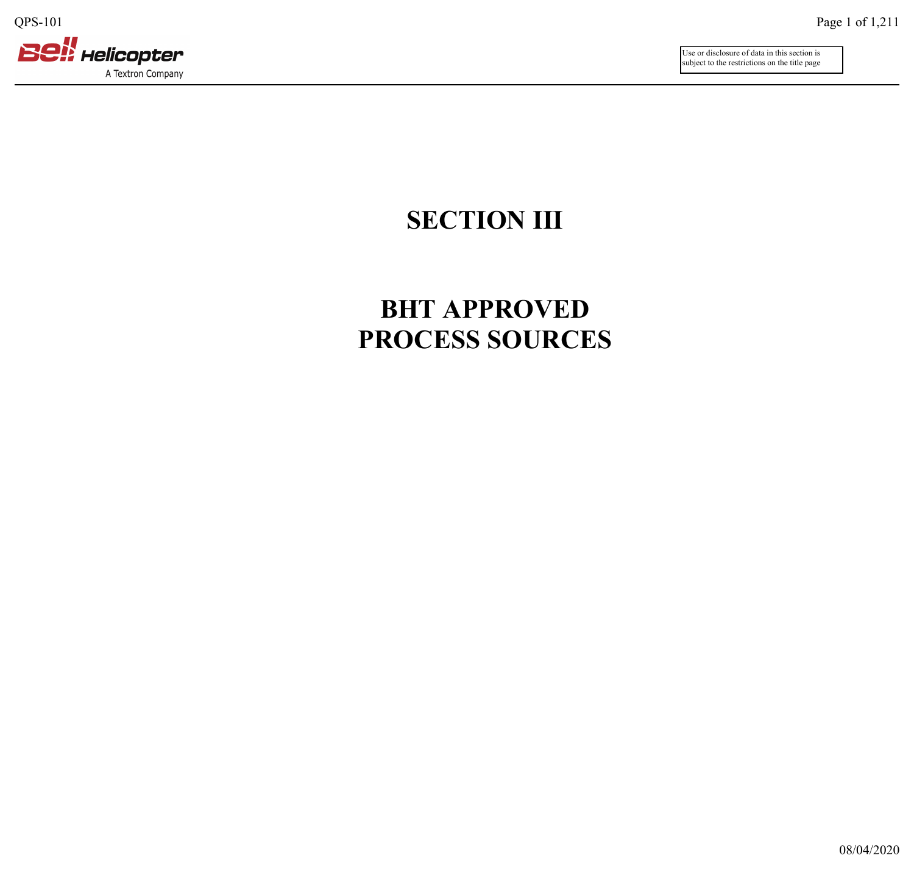# SECTION III

# BHT APPROVED PROCESS SOURCES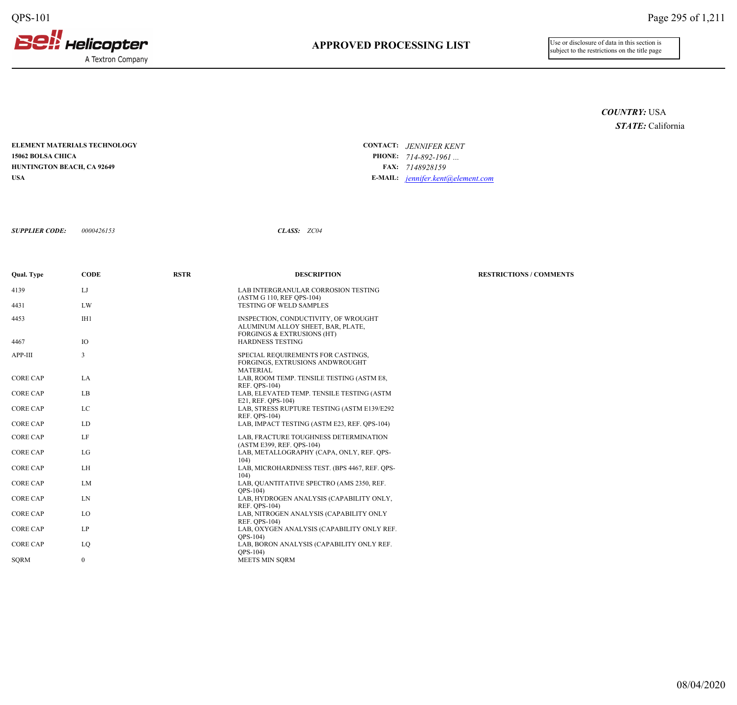**COUNTRY:** USA
**STATE:** California

**ELEMENT MATERIALS TECHNOLOGY**
**15062 BOLSA CHICA**
**HUNTINGTON BEACH, CA 92649**
**USA**

**CONTACT:** *JENNIFER KENT*
**PHONE:** *714-892-1961 ...*
**FAX:** *7148928159*
**E-MAIL:** *jennifer.kent@element.com*

***SUPPLIER CODE:*** *0000426153*    ***CLASS:*** *ZC04*

| Qual. Type | CODE | RSTR | DESCRIPTION | RESTRICTIONS / COMMENTS |
|---|---|---|---|---|
| 4139 | LJ | | LAB INTERGRANULAR CORROSION TESTING (ASTM G 110, REF QPS-104) | |
| 4431 | LW | | TESTING OF WELD SAMPLES | |
| 4453 | IH1 | | INSPECTION, CONDUCTIVITY, OF WROUGHT ALUMINUM ALLOY SHEET, BAR, PLATE, FORGINGS & EXTRUSIONS (HT) | |
| 4467 | IO | | HARDNESS TESTING | |
| APP-III | 3 | | SPECIAL REQUIREMENTS FOR CASTINGS, FORGINGS, EXTRUSIONS ANDWROUGHT MATERIAL | |
| CORE CAP | LA | | LAB, ROOM TEMP. TENSILE TESTING (ASTM E8, REF. QPS-104) | |
| CORE CAP | LB | | LAB, ELEVATED TEMP. TENSILE TESTING (ASTM E21, REF. QPS-104) | |
| CORE CAP | LC | | LAB, STRESS RUPTURE TESTING (ASTM E139/E292 REF. QPS-104) | |
| CORE CAP | LD | | LAB, IMPACT TESTING (ASTM E23, REF. QPS-104) | |
| CORE CAP | LF | | LAB, FRACTURE TOUGHNESS DETERMINATION (ASTM E399, REF. QPS-104) | |
| CORE CAP | LG | | LAB, METALLOGRAPHY (CAPA, ONLY, REF. QPS-104) | |
| CORE CAP | LH | | LAB, MICROHARDNESS TEST. (BPS 4467, REF. QPS-104) | |
| CORE CAP | LM | | LAB, QUANTITATIVE SPECTRO (AMS 2350, REF. QPS-104) | |
| CORE CAP | LN | | LAB, HYDROGEN ANALYSIS (CAPABILITY ONLY, REF. QPS-104) | |
| CORE CAP | LO | | LAB, NITROGEN ANALYSIS (CAPABILITY ONLY REF. QPS-104) | |
| CORE CAP | LP | | LAB, OXYGEN ANALYSIS (CAPABILITY ONLY REF. QPS-104) | |
| CORE CAP | LQ | | LAB, BORON ANALYSIS (CAPABILITY ONLY REF. QPS-104) | |
| SQRM | 0 | | MEETS MIN SQRM | |